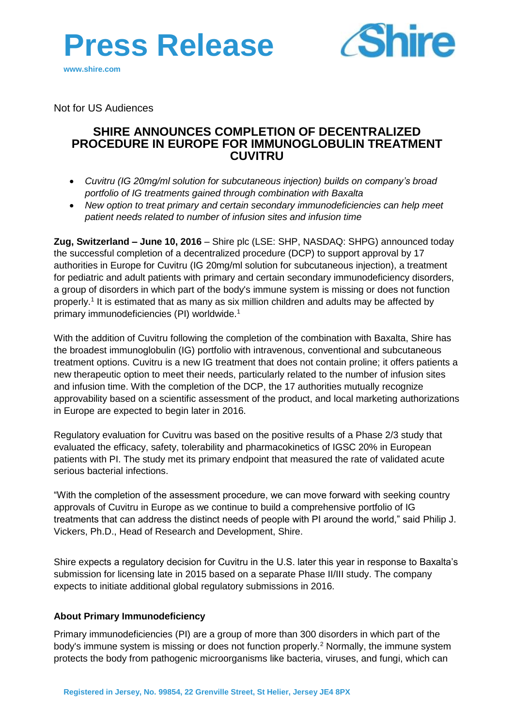# Press Release

www.shire.com

Not for US Audiences

## SHIRE ANNOUNCES COMPLETION OF DECENTRALIZED PROCEDURE IN EUROPE FOR IMMUNOGLOBULIN TREATMENT CUVITRU

- *Cuvitru (IG 20mg/ml solution for subcutaneous injection) builds on company's broad portfolio of IG treatments gained through combination with Baxalta*
- *New option to treat primary and certain secondary immunodeficiencies can help meet patient needs related to number of infusion sites and infusion time*

**Zug, Switzerland – June 10, 2016** – Shire plc (LSE: SHP, NASDAQ: SHPG) announced today the successful completion of a decentralized procedure (DCP) to support approval by 17 authorities in Europe for Cuvitru (IG 20mg/ml solution for subcutaneous injection), a treatment for pediatric and adult patients with primary and certain secondary immunodeficiency disorders, a group of disorders in which part of the body's immune system is missing or does not function properly.[1] It is estimated that as many as six million children and adults may be affected by primary immunodeficiencies (PI) worldwide.[1]

With the addition of Cuvitru following the completion of the combination with Baxalta, Shire has the broadest immunoglobulin (IG) portfolio with intravenous, conventional and subcutaneous treatment options. Cuvitru is a new IG treatment that does not contain proline; it offers patients a new therapeutic option to meet their needs, particularly related to the number of infusion sites and infusion time. With the completion of the DCP, the 17 authorities mutually recognize approvability based on a scientific assessment of the product, and local marketing authorizations in Europe are expected to begin later in 2016.

Regulatory evaluation for Cuvitru was based on the positive results of a Phase 2/3 study that evaluated the efficacy, safety, tolerability and pharmacokinetics of IGSC 20% in European patients with PI. The study met its primary endpoint that measured the rate of validated acute serious bacterial infections.

"With the completion of the assessment procedure, we can move forward with seeking country approvals of Cuvitru in Europe as we continue to build a comprehensive portfolio of IG treatments that can address the distinct needs of people with PI around the world," said Philip J. Vickers, Ph.D., Head of Research and Development, Shire.

Shire expects a regulatory decision for Cuvitru in the U.S. later this year in response to Baxalta's submission for licensing late in 2015 based on a separate Phase II/III study. The company expects to initiate additional global regulatory submissions in 2016.

### About Primary Immunodeficiency

Primary immunodeficiencies (PI) are a group of more than 300 disorders in which part of the body's immune system is missing or does not function properly.[2] Normally, the immune system protects the body from pathogenic microorganisms like bacteria, viruses, and fungi, which can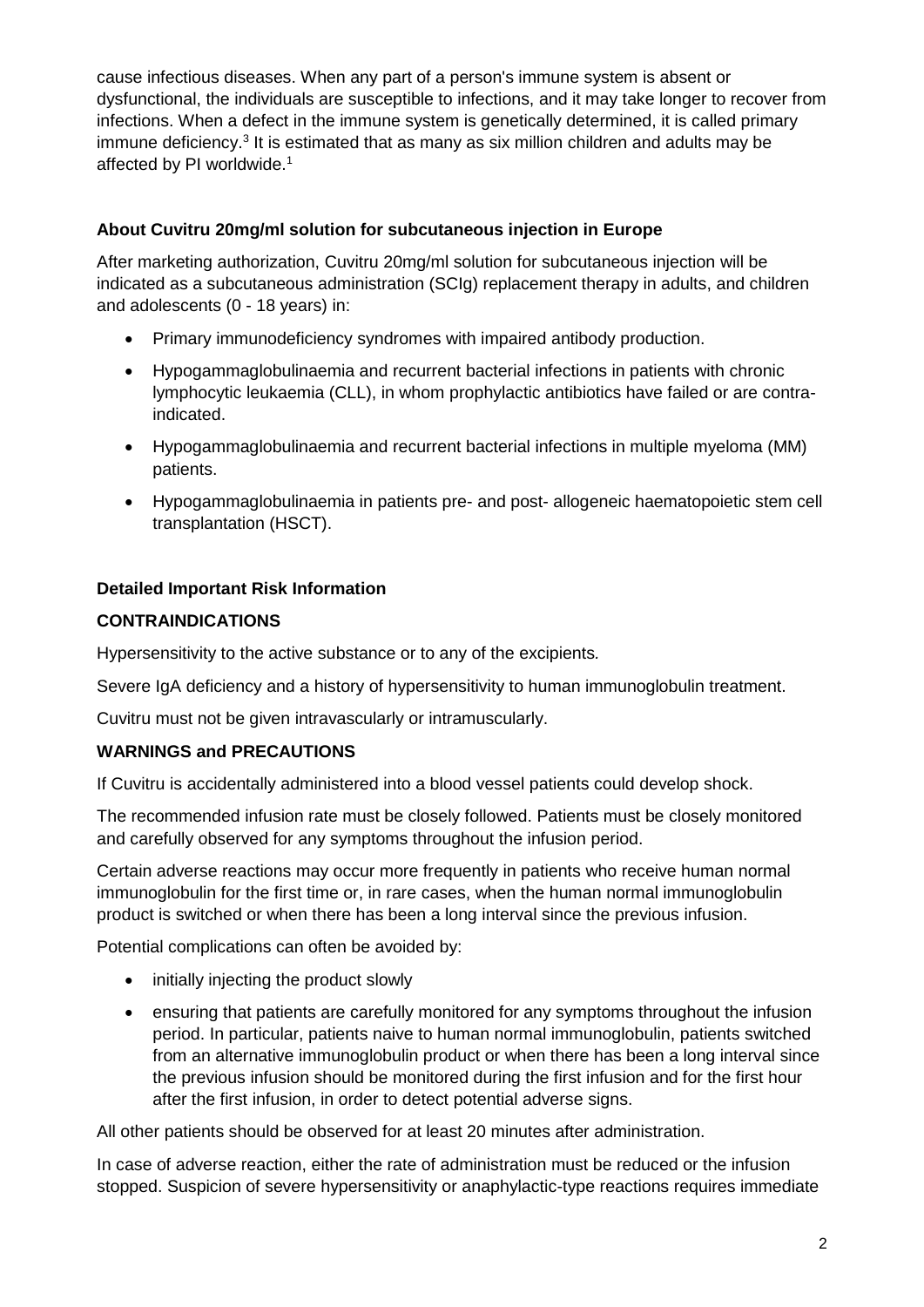cause infectious diseases. When any part of a person's immune system is absent or dysfunctional, the individuals are susceptible to infections, and it may take longer to recover from infections. When a defect in the immune system is genetically determined, it is called primary immune deficiency.[3] It is estimated that as many as six million children and adults may be affected by PI worldwide.[1]

**About Cuvitru 20mg/ml solution for subcutaneous injection in Europe**

After marketing authorization, Cuvitru 20mg/ml solution for subcutaneous injection will be indicated as a subcutaneous administration (SCIg) replacement therapy in adults, and children and adolescents (0 - 18 years) in:

- Primary immunodeficiency syndromes with impaired antibody production.
- Hypogammaglobulinaemia and recurrent bacterial infections in patients with chronic lymphocytic leukaemia (CLL), in whom prophylactic antibiotics have failed or are contra-indicated.
- Hypogammaglobulinaemia and recurrent bacterial infections in multiple myeloma (MM) patients.
- Hypogammaglobulinaemia in patients pre- and post- allogeneic haematopoietic stem cell transplantation (HSCT).

**Detailed Important Risk Information**

**CONTRAINDICATIONS**

Hypersensitivity to the active substance or to any of the excipients.

Severe IgA deficiency and a history of hypersensitivity to human immunoglobulin treatment.

Cuvitru must not be given intravascularly or intramuscularly.

**WARNINGS and PRECAUTIONS**

If Cuvitru is accidentally administered into a blood vessel patients could develop shock.

The recommended infusion rate must be closely followed. Patients must be closely monitored and carefully observed for any symptoms throughout the infusion period.

Certain adverse reactions may occur more frequently in patients who receive human normal immunoglobulin for the first time or, in rare cases, when the human normal immunoglobulin product is switched or when there has been a long interval since the previous infusion.

Potential complications can often be avoided by:

- initially injecting the product slowly
- ensuring that patients are carefully monitored for any symptoms throughout the infusion period. In particular, patients naive to human normal immunoglobulin, patients switched from an alternative immunoglobulin product or when there has been a long interval since the previous infusion should be monitored during the first infusion and for the first hour after the first infusion, in order to detect potential adverse signs.

All other patients should be observed for at least 20 minutes after administration.

In case of adverse reaction, either the rate of administration must be reduced or the infusion stopped. Suspicion of severe hypersensitivity or anaphylactic-type reactions requires immediate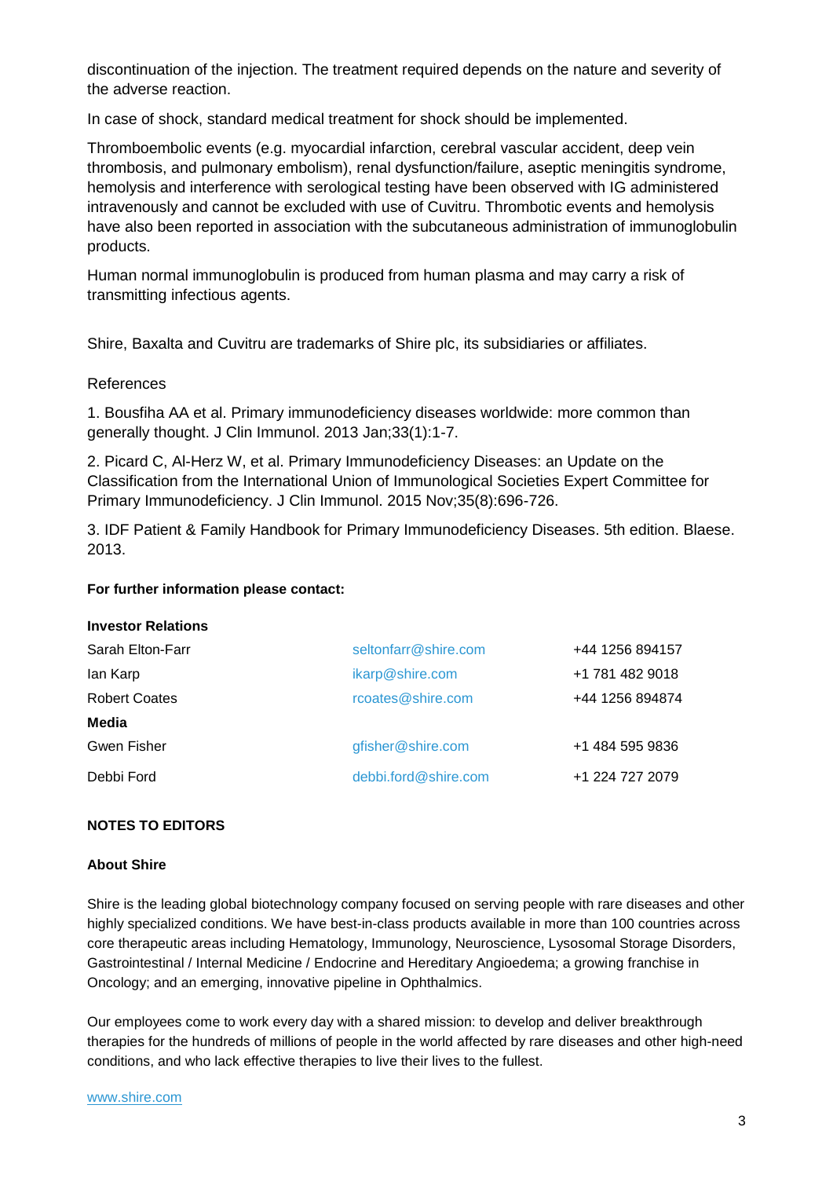discontinuation of the injection. The treatment required depends on the nature and severity of the adverse reaction.

In case of shock, standard medical treatment for shock should be implemented.

Thromboembolic events (e.g. myocardial infarction, cerebral vascular accident, deep vein thrombosis, and pulmonary embolism), renal dysfunction/failure, aseptic meningitis syndrome, hemolysis and interference with serological testing have been observed with IG administered intravenously and cannot be excluded with use of Cuvitru. Thrombotic events and hemolysis have also been reported in association with the subcutaneous administration of immunoglobulin products.

Human normal immunoglobulin is produced from human plasma and may carry a risk of transmitting infectious agents.

Shire, Baxalta and Cuvitru are trademarks of Shire plc, its subsidiaries or affiliates.

References

1. Bousfiha AA et al. Primary immunodeficiency diseases worldwide: more common than generally thought. J Clin Immunol. 2013 Jan;33(1):1-7.

2. Picard C, Al-Herz W, et al. Primary Immunodeficiency Diseases: an Update on the Classification from the International Union of Immunological Societies Expert Committee for Primary Immunodeficiency. J Clin Immunol. 2015 Nov;35(8):696-726.

3. IDF Patient & Family Handbook for Primary Immunodeficiency Diseases. 5th edition. Blaese. 2013.

**For further information please contact:**

| **Investor Relations** | | |
|---|---|---|
| Sarah Elton-Farr | seltonfarr@shire.com | +44 1256 894157 |
| Ian Karp | ikarp@shire.com | +1 781 482 9018 |
| Robert Coates | rcoates@shire.com | +44 1256 894874 |
| **Media** | | |
| Gwen Fisher | gfisher@shire.com | +1 484 595 9836 |
| Debbi Ford | debbi.ford@shire.com | +1 224 727 2079 |

**NOTES TO EDITORS**

**About Shire**

Shire is the leading global biotechnology company focused on serving people with rare diseases and other highly specialized conditions. We have best-in-class products available in more than 100 countries across core therapeutic areas including Hematology, Immunology, Neuroscience, Lysosomal Storage Disorders, Gastrointestinal / Internal Medicine / Endocrine and Hereditary Angioedema; a growing franchise in Oncology; and an emerging, innovative pipeline in Ophthalmics.

Our employees come to work every day with a shared mission: to develop and deliver breakthrough therapies for the hundreds of millions of people in the world affected by rare diseases and other high-need conditions, and who lack effective therapies to live their lives to the fullest.

www.shire.com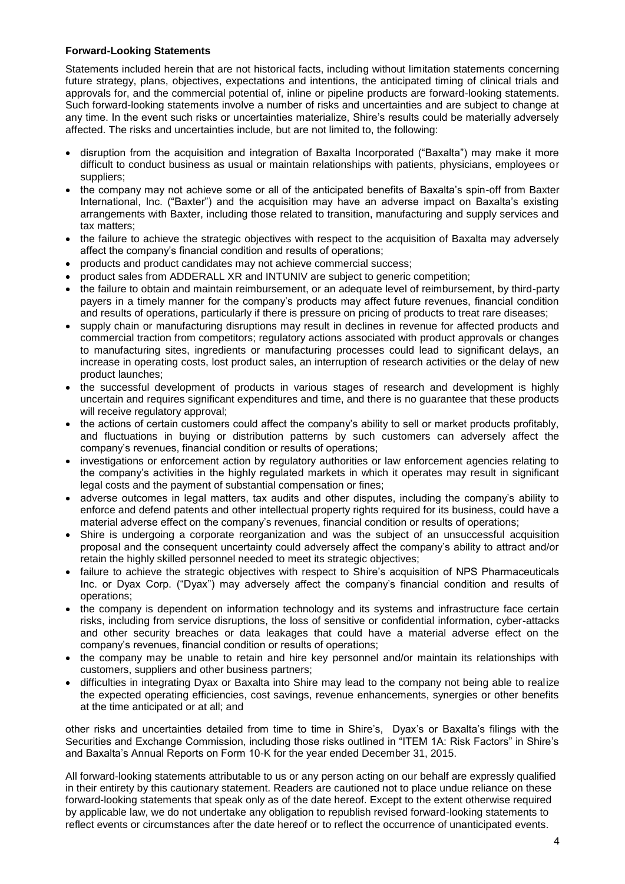**Forward-Looking Statements**

Statements included herein that are not historical facts, including without limitation statements concerning future strategy, plans, objectives, expectations and intentions, the anticipated timing of clinical trials and approvals for, and the commercial potential of, inline or pipeline products are forward-looking statements. Such forward-looking statements involve a number of risks and uncertainties and are subject to change at any time. In the event such risks or uncertainties materialize, Shire's results could be materially adversely affected. The risks and uncertainties include, but are not limited to, the following:

- disruption from the acquisition and integration of Baxalta Incorporated ("Baxalta") may make it more difficult to conduct business as usual or maintain relationships with patients, physicians, employees or suppliers;
- the company may not achieve some or all of the anticipated benefits of Baxalta's spin-off from Baxter International, Inc. ("Baxter") and the acquisition may have an adverse impact on Baxalta's existing arrangements with Baxter, including those related to transition, manufacturing and supply services and tax matters;
- the failure to achieve the strategic objectives with respect to the acquisition of Baxalta may adversely affect the company's financial condition and results of operations;
- products and product candidates may not achieve commercial success;
- product sales from ADDERALL XR and INTUNIV are subject to generic competition;
- the failure to obtain and maintain reimbursement, or an adequate level of reimbursement, by third-party payers in a timely manner for the company's products may affect future revenues, financial condition and results of operations, particularly if there is pressure on pricing of products to treat rare diseases;
- supply chain or manufacturing disruptions may result in declines in revenue for affected products and commercial traction from competitors; regulatory actions associated with product approvals or changes to manufacturing sites, ingredients or manufacturing processes could lead to significant delays, an increase in operating costs, lost product sales, an interruption of research activities or the delay of new product launches;
- the successful development of products in various stages of research and development is highly uncertain and requires significant expenditures and time, and there is no guarantee that these products will receive regulatory approval;
- the actions of certain customers could affect the company's ability to sell or market products profitably, and fluctuations in buying or distribution patterns by such customers can adversely affect the company's revenues, financial condition or results of operations;
- investigations or enforcement action by regulatory authorities or law enforcement agencies relating to the company's activities in the highly regulated markets in which it operates may result in significant legal costs and the payment of substantial compensation or fines;
- adverse outcomes in legal matters, tax audits and other disputes, including the company's ability to enforce and defend patents and other intellectual property rights required for its business, could have a material adverse effect on the company's revenues, financial condition or results of operations;
- Shire is undergoing a corporate reorganization and was the subject of an unsuccessful acquisition proposal and the consequent uncertainty could adversely affect the company's ability to attract and/or retain the highly skilled personnel needed to meet its strategic objectives;
- failure to achieve the strategic objectives with respect to Shire's acquisition of NPS Pharmaceuticals Inc. or Dyax Corp. ("Dyax") may adversely affect the company's financial condition and results of operations;
- the company is dependent on information technology and its systems and infrastructure face certain risks, including from service disruptions, the loss of sensitive or confidential information, cyber-attacks and other security breaches or data leakages that could have a material adverse effect on the company's revenues, financial condition or results of operations;
- the company may be unable to retain and hire key personnel and/or maintain its relationships with customers, suppliers and other business partners;
- difficulties in integrating Dyax or Baxalta into Shire may lead to the company not being able to realize the expected operating efficiencies, cost savings, revenue enhancements, synergies or other benefits at the time anticipated or at all; and

other risks and uncertainties detailed from time to time in Shire's, Dyax's or Baxalta's filings with the Securities and Exchange Commission, including those risks outlined in "ITEM 1A: Risk Factors" in Shire's and Baxalta's Annual Reports on Form 10-K for the year ended December 31, 2015.

All forward-looking statements attributable to us or any person acting on our behalf are expressly qualified in their entirety by this cautionary statement. Readers are cautioned not to place undue reliance on these forward-looking statements that speak only as of the date hereof. Except to the extent otherwise required by applicable law, we do not undertake any obligation to republish revised forward-looking statements to reflect events or circumstances after the date hereof or to reflect the occurrence of unanticipated events.